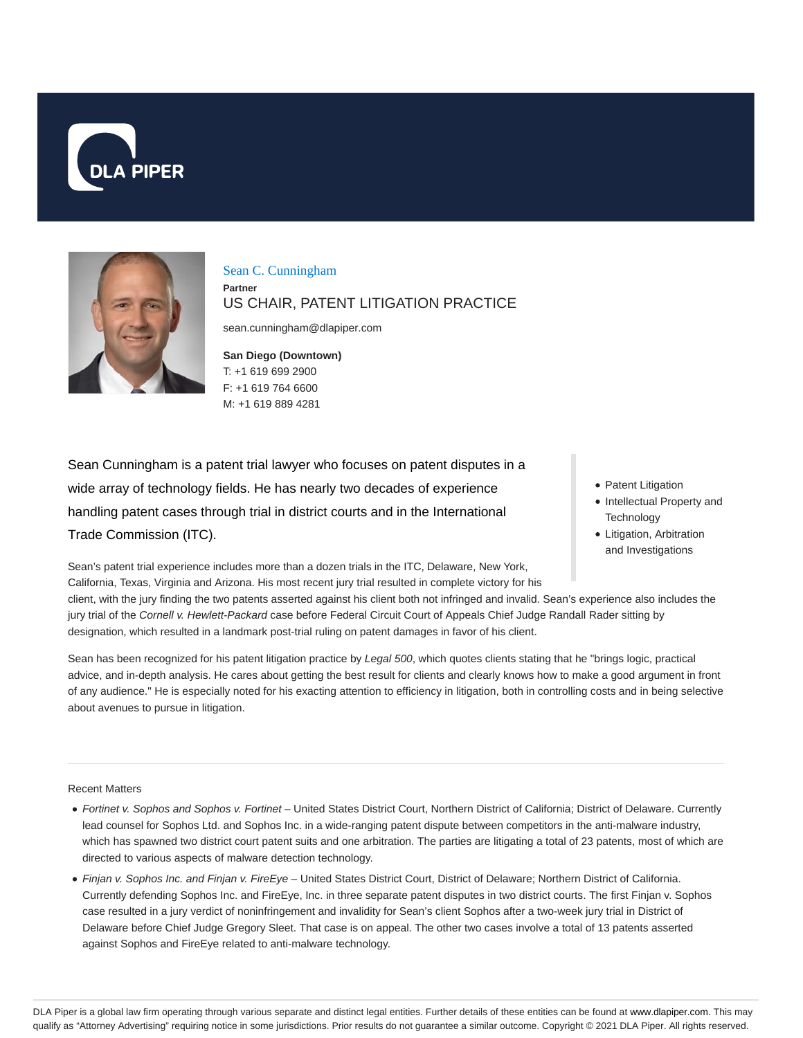# Sean C. Cunningham

**Partner**

US CHAIR, PATENT LITIGATION PRACTICE

sean.cunningham@dlapiper.com

**San Diego (Downtown)**
T: +1 619 699 2900
F: +1 619 764 6600
M: +1 619 889 4281

- Patent Litigation
- Intellectual Property and Technology
- Litigation, Arbitration and Investigations

Sean Cunningham is a patent trial lawyer who focuses on patent disputes in a wide array of technology fields. He has nearly two decades of experience handling patent cases through trial in district courts and in the International Trade Commission (ITC).

Sean's patent trial experience includes more than a dozen trials in the ITC, Delaware, New York, California, Texas, Virginia and Arizona. His most recent jury trial resulted in complete victory for his client, with the jury finding the two patents asserted against his client both not infringed and invalid. Sean's experience also includes the jury trial of the *Cornell v. Hewlett-Packard* case before Federal Circuit Court of Appeals Chief Judge Randall Rader sitting by designation, which resulted in a landmark post-trial ruling on patent damages in favor of his client.

Sean has been recognized for his patent litigation practice by *Legal 500*, which quotes clients stating that he "brings logic, practical advice, and in-depth analysis. He cares about getting the best result for clients and clearly knows how to make a good argument in front of any audience." He is especially noted for his exacting attention to efficiency in litigation, both in controlling costs and in being selective about avenues to pursue in litigation.

## Recent Matters

- *Fortinet v. Sophos and Sophos v. Fortinet* – United States District Court, Northern District of California; District of Delaware. Currently lead counsel for Sophos Ltd. and Sophos Inc. in a wide-ranging patent dispute between competitors in the anti-malware industry, which has spawned two district court patent suits and one arbitration. The parties are litigating a total of 23 patents, most of which are directed to various aspects of malware detection technology.
- *Finjan v. Sophos Inc. and Finjan v. FireEye* – United States District Court, District of Delaware; Northern District of California. Currently defending Sophos Inc. and FireEye, Inc. in three separate patent disputes in two district courts. The first Finjan v. Sophos case resulted in a jury verdict of noninfringement and invalidity for Sean's client Sophos after a two-week jury trial in District of Delaware before Chief Judge Gregory Sleet. That case is on appeal. The other two cases involve a total of 13 patents asserted against Sophos and FireEye related to anti-malware technology.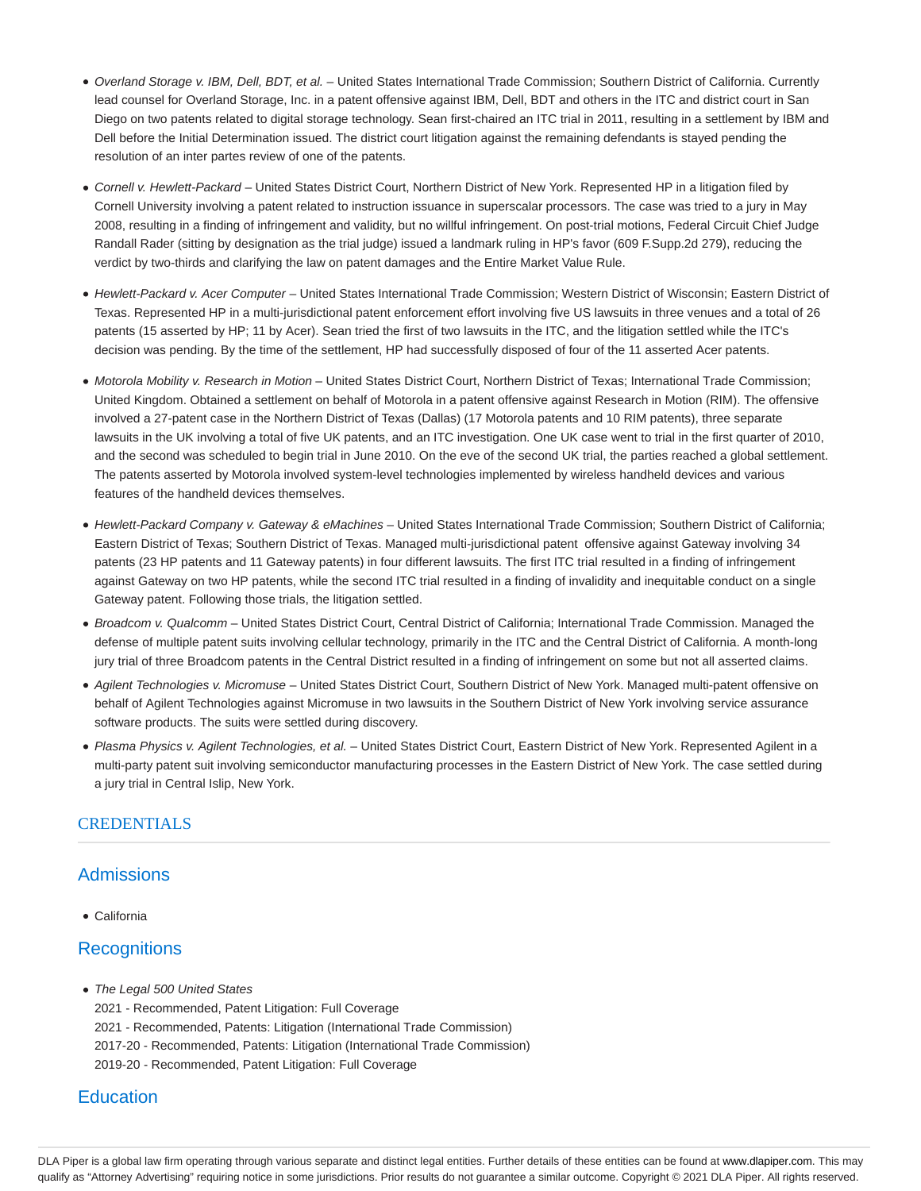- *Overland Storage v. IBM, Dell, BDT, et al.* – United States International Trade Commission; Southern District of California. Currently lead counsel for Overland Storage, Inc. in a patent offensive against IBM, Dell, BDT and others in the ITC and district court in San Diego on two patents related to digital storage technology. Sean first-chaired an ITC trial in 2011, resulting in a settlement by IBM and Dell before the Initial Determination issued. The district court litigation against the remaining defendants is stayed pending the resolution of an inter partes review of one of the patents.

- *Cornell v. Hewlett-Packard* – United States District Court, Northern District of New York. Represented HP in a litigation filed by Cornell University involving a patent related to instruction issuance in superscalar processors. The case was tried to a jury in May 2008, resulting in a finding of infringement and validity, but no willful infringement. On post-trial motions, Federal Circuit Chief Judge Randall Rader (sitting by designation as the trial judge) issued a landmark ruling in HP's favor (609 F.Supp.2d 279), reducing the verdict by two-thirds and clarifying the law on patent damages and the Entire Market Value Rule.

- *Hewlett-Packard v. Acer Computer* – United States International Trade Commission; Western District of Wisconsin; Eastern District of Texas. Represented HP in a multi-jurisdictional patent enforcement effort involving five US lawsuits in three venues and a total of 26 patents (15 asserted by HP; 11 by Acer). Sean tried the first of two lawsuits in the ITC, and the litigation settled while the ITC's decision was pending. By the time of the settlement, HP had successfully disposed of four of the 11 asserted Acer patents.

- *Motorola Mobility v. Research in Motion* – United States District Court, Northern District of Texas; International Trade Commission; United Kingdom. Obtained a settlement on behalf of Motorola in a patent offensive against Research in Motion (RIM). The offensive involved a 27-patent case in the Northern District of Texas (Dallas) (17 Motorola patents and 10 RIM patents), three separate lawsuits in the UK involving a total of five UK patents, and an ITC investigation. One UK case went to trial in the first quarter of 2010, and the second was scheduled to begin trial in June 2010. On the eve of the second UK trial, the parties reached a global settlement. The patents asserted by Motorola involved system-level technologies implemented by wireless handheld devices and various features of the handheld devices themselves.

- *Hewlett-Packard Company v. Gateway & eMachines* – United States International Trade Commission; Southern District of California; Eastern District of Texas; Southern District of Texas. Managed multi-jurisdictional patent offensive against Gateway involving 34 patents (23 HP patents and 11 Gateway patents) in four different lawsuits. The first ITC trial resulted in a finding of infringement against Gateway on two HP patents, while the second ITC trial resulted in a finding of invalidity and inequitable conduct on a single Gateway patent. Following those trials, the litigation settled.
- *Broadcom v. Qualcomm* – United States District Court, Central District of California; International Trade Commission. Managed the defense of multiple patent suits involving cellular technology, primarily in the ITC and the Central District of California. A month-long jury trial of three Broadcom patents in the Central District resulted in a finding of infringement on some but not all asserted claims.
- *Agilent Technologies v. Micromuse* – United States District Court, Southern District of New York. Managed multi-patent offensive on behalf of Agilent Technologies against Micromuse in two lawsuits in the Southern District of New York involving service assurance software products. The suits were settled during discovery.
- *Plasma Physics v. Agilent Technologies, et al.* – United States District Court, Eastern District of New York. Represented Agilent in a multi-party patent suit involving semiconductor manufacturing processes in the Eastern District of New York. The case settled during a jury trial in Central Islip, New York.

## CREDENTIALS

### Admissions

- California

### Recognitions

- *The Legal 500 United States*
  2021 - Recommended, Patent Litigation: Full Coverage
  2021 - Recommended, Patents: Litigation (International Trade Commission)
  2017-20 - Recommended, Patents: Litigation (International Trade Commission)
  2019-20 - Recommended, Patent Litigation: Full Coverage

### Education

DLA Piper is a global law firm operating through various separate and distinct legal entities. Further details of these entities can be found at www.dlapiper.com. This may qualify as "Attorney Advertising" requiring notice in some jurisdictions. Prior results do not guarantee a similar outcome. Copyright © 2021 DLA Piper. All rights reserved.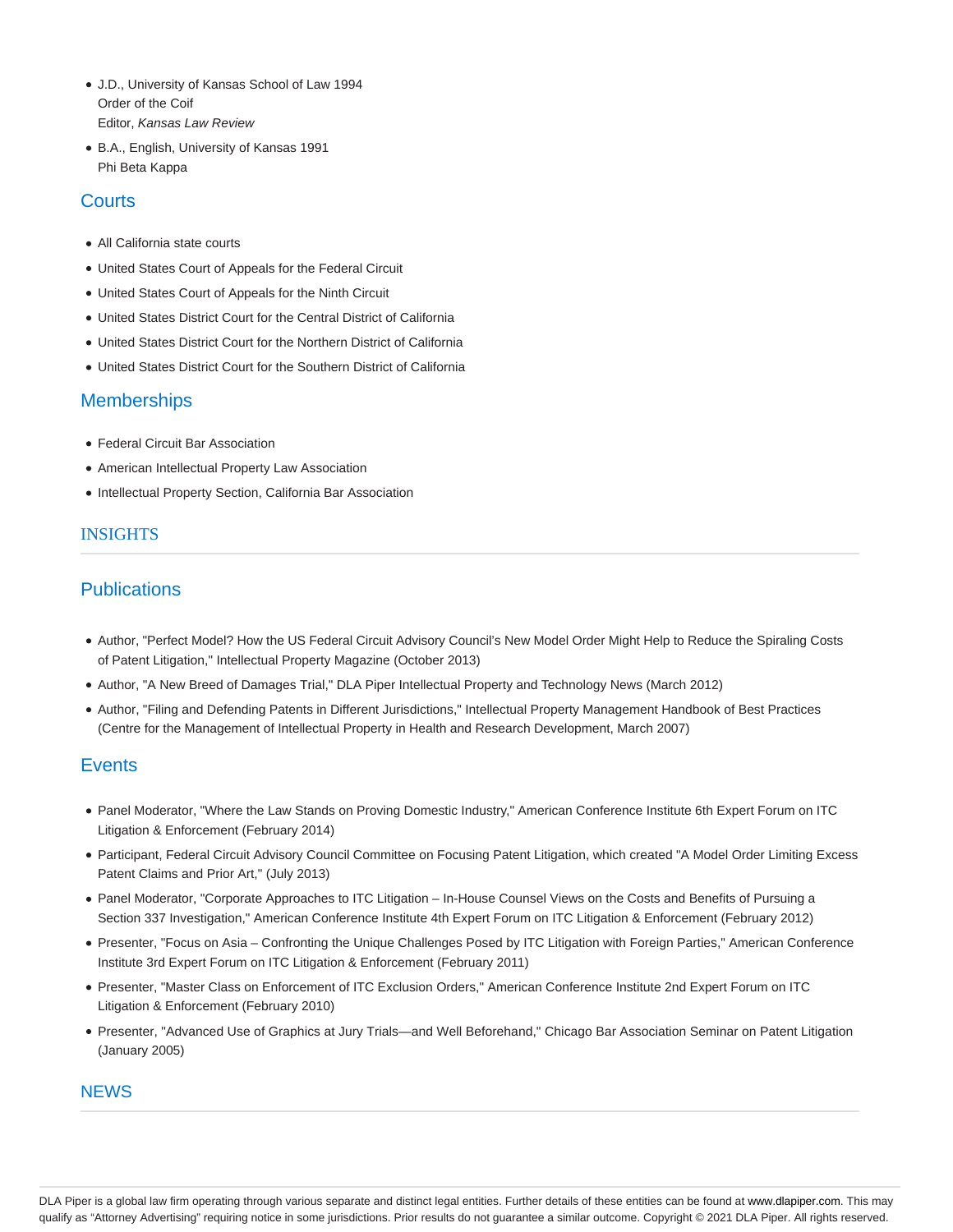- J.D., University of Kansas School of Law 1994
  Order of the Coif
  Editor, *Kansas Law Review*
- B.A., English, University of Kansas 1991
  Phi Beta Kappa

## Courts

- All California state courts
- United States Court of Appeals for the Federal Circuit
- United States Court of Appeals for the Ninth Circuit
- United States District Court for the Central District of California
- United States District Court for the Northern District of California
- United States District Court for the Southern District of California

## Memberships

- Federal Circuit Bar Association
- American Intellectual Property Law Association
- Intellectual Property Section, California Bar Association

## INSIGHTS

## Publications

- Author, "Perfect Model? How the US Federal Circuit Advisory Council's New Model Order Might Help to Reduce the Spiraling Costs of Patent Litigation," Intellectual Property Magazine (October 2013)
- Author, "A New Breed of Damages Trial," DLA Piper Intellectual Property and Technology News (March 2012)
- Author, "Filing and Defending Patents in Different Jurisdictions," Intellectual Property Management Handbook of Best Practices (Centre for the Management of Intellectual Property in Health and Research Development, March 2007)

## Events

- Panel Moderator, "Where the Law Stands on Proving Domestic Industry," American Conference Institute 6th Expert Forum on ITC Litigation & Enforcement (February 2014)
- Participant, Federal Circuit Advisory Council Committee on Focusing Patent Litigation, which created "A Model Order Limiting Excess Patent Claims and Prior Art," (July 2013)
- Panel Moderator, "Corporate Approaches to ITC Litigation – In-House Counsel Views on the Costs and Benefits of Pursuing a Section 337 Investigation," American Conference Institute 4th Expert Forum on ITC Litigation & Enforcement (February 2012)
- Presenter, "Focus on Asia – Confronting the Unique Challenges Posed by ITC Litigation with Foreign Parties," American Conference Institute 3rd Expert Forum on ITC Litigation & Enforcement (February 2011)
- Presenter, "Master Class on Enforcement of ITC Exclusion Orders," American Conference Institute 2nd Expert Forum on ITC Litigation & Enforcement (February 2010)
- Presenter, "Advanced Use of Graphics at Jury Trials—and Well Beforehand," Chicago Bar Association Seminar on Patent Litigation (January 2005)

## NEWS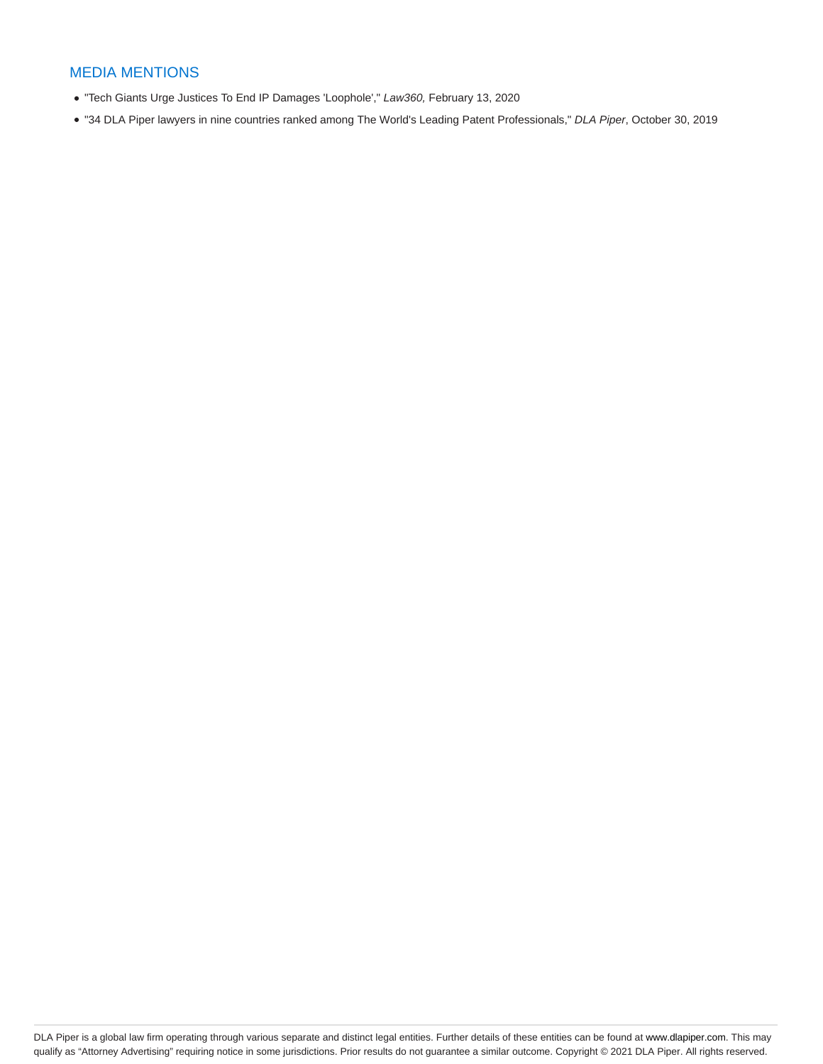## MEDIA MENTIONS

- "Tech Giants Urge Justices To End IP Damages 'Loophole'," *Law360,* February 13, 2020
- "34 DLA Piper lawyers in nine countries ranked among The World's Leading Patent Professionals," *DLA Piper*, October 30, 2019

DLA Piper is a global law firm operating through various separate and distinct legal entities. Further details of these entities can be found at www.dlapiper.com. This may qualify as "Attorney Advertising" requiring notice in some jurisdictions. Prior results do not guarantee a similar outcome. Copyright © 2021 DLA Piper. All rights reserved.